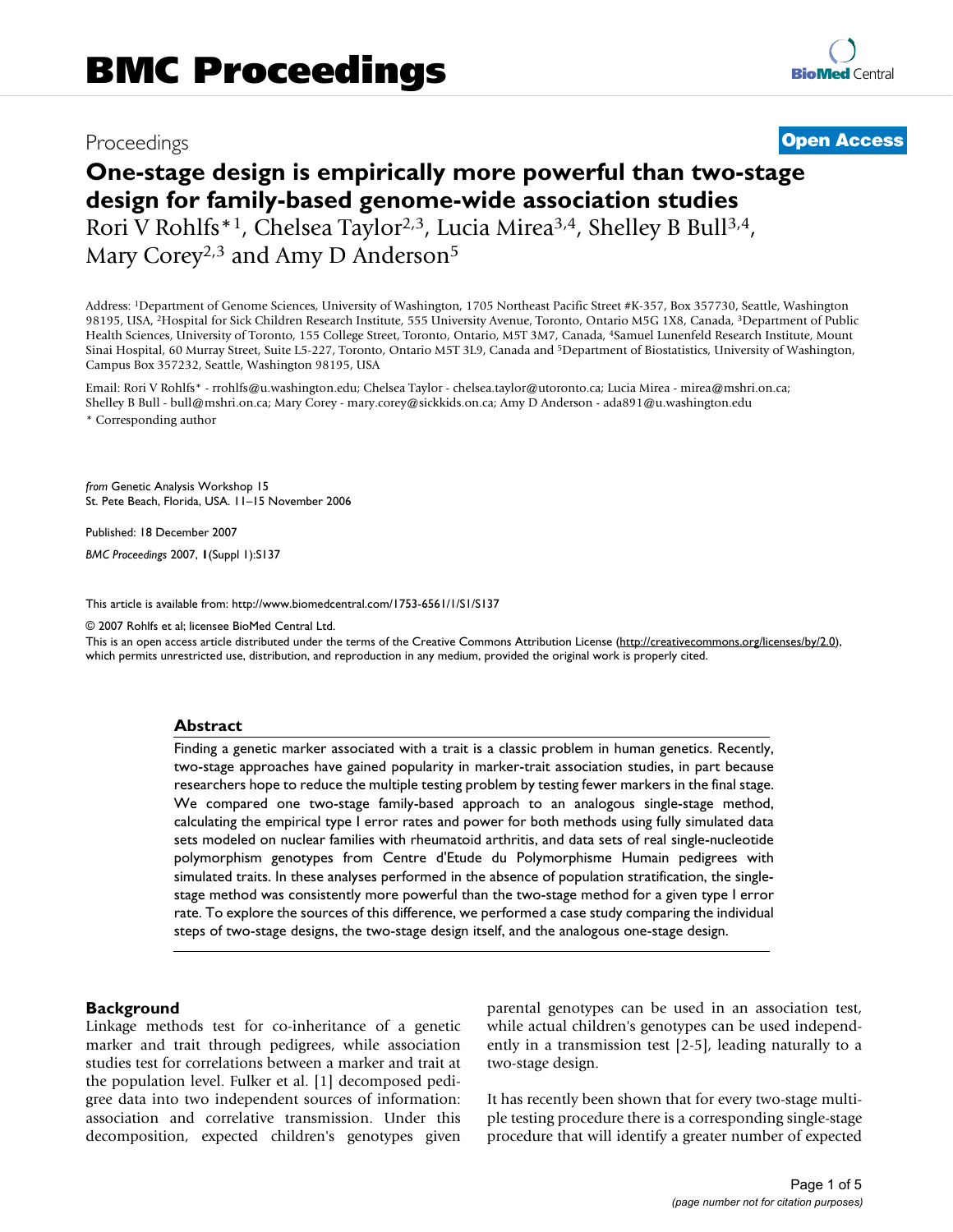# BMC Proceedings

Proceedings

**Open Access**

## One-stage design is empirically more powerful than two-stage design for family-based genome-wide association studies

Rori V Rohlfs*[1], Chelsea Taylor[2,3], Lucia Mirea[3,4], Shelley B Bull[3,4], Mary Corey[2,3] and Amy D Anderson[5]

Address: [1]Department of Genome Sciences, University of Washington, 1705 Northeast Pacific Street #K-357, Box 357730, Seattle, Washington 98195, USA, [2]Hospital for Sick Children Research Institute, 555 University Avenue, Toronto, Ontario M5G 1X8, Canada, [3]Department of Public Health Sciences, University of Toronto, 155 College Street, Toronto, Ontario, M5T 3M7, Canada, [4]Samuel Lunenfeld Research Institute, Mount Sinai Hospital, 60 Murray Street, Suite L5-227, Toronto, Ontario M5T 3L9, Canada and [5]Department of Biostatistics, University of Washington, Campus Box 357232, Seattle, Washington 98195, USA

Email: Rori V Rohlfs* - rrohlfs@u.washington.edu; Chelsea Taylor - chelsea.taylor@utoronto.ca; Lucia Mirea - mirea@mshri.on.ca; Shelley B Bull - bull@mshri.on.ca; Mary Corey - mary.corey@sickkids.on.ca; Amy D Anderson - ada891@u.washington.edu

\* Corresponding author

*from* Genetic Analysis Workshop 15
St. Pete Beach, Florida, USA. 11–15 November 2006

Published: 18 December 2007

*BMC Proceedings* 2007, **1**(Suppl 1):S137

This article is available from: http://www.biomedcentral.com/1753-6561/1/S1/S137

© 2007 Rohlfs et al; licensee BioMed Central Ltd.
This is an open access article distributed under the terms of the Creative Commons Attribution License (http://creativecommons.org/licenses/by/2.0), which permits unrestricted use, distribution, and reproduction in any medium, provided the original work is properly cited.

### Abstract

Finding a genetic marker associated with a trait is a classic problem in human genetics. Recently, two-stage approaches have gained popularity in marker-trait association studies, in part because researchers hope to reduce the multiple testing problem by testing fewer markers in the final stage. We compared one two-stage family-based approach to an analogous single-stage method, calculating the empirical type I error rates and power for both methods using fully simulated data sets modeled on nuclear families with rheumatoid arthritis, and data sets of real single-nucleotide polymorphism genotypes from Centre d'Etude du Polymorphisme Humain pedigrees with simulated traits. In these analyses performed in the absence of population stratification, the single-stage method was consistently more powerful than the two-stage method for a given type I error rate. To explore the sources of this difference, we performed a case study comparing the individual steps of two-stage designs, the two-stage design itself, and the analogous one-stage design.

### Background

Linkage methods test for co-inheritance of a genetic marker and trait through pedigrees, while association studies test for correlations between a marker and trait at the population level. Fulker et al. [1] decomposed pedigree data into two independent sources of information: association and correlative transmission. Under this decomposition, expected children's genotypes given parental genotypes can be used in an association test, while actual children's genotypes can be used independently in a transmission test [2-5], leading naturally to a two-stage design.

It has recently been shown that for every two-stage multiple testing procedure there is a corresponding single-stage procedure that will identify a greater number of expected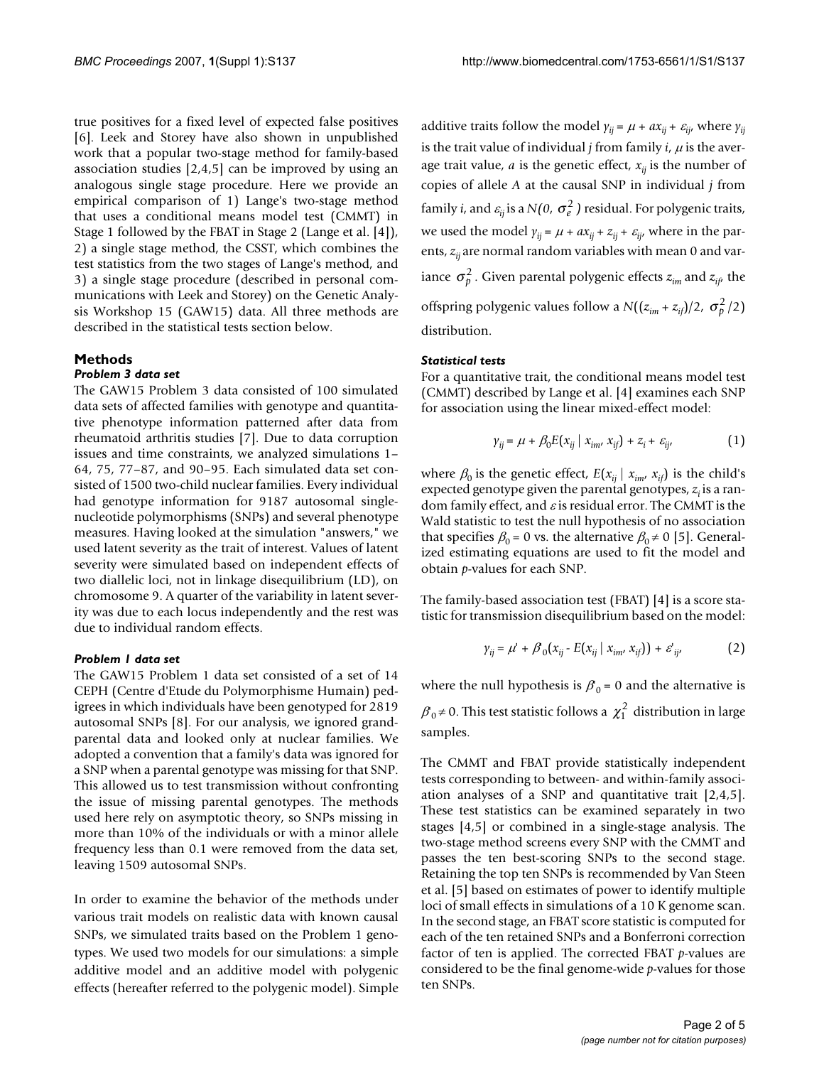true positives for a fixed level of expected false positives [6]. Leek and Storey have also shown in unpublished work that a popular two-stage method for family-based association studies [2,4,5] can be improved by using an analogous single stage procedure. Here we provide an empirical comparison of 1) Lange's two-stage method that uses a conditional means model test (CMMT) in Stage 1 followed by the FBAT in Stage 2 (Lange et al. [4]), 2) a single stage method, the CSST, which combines the test statistics from the two stages of Lange's method, and 3) a single stage procedure (described in personal communications with Leek and Storey) on the Genetic Analysis Workshop 15 (GAW15) data. All three methods are described in the statistical tests section below.

## Methods

### *Problem 3 data set*

The GAW15 Problem 3 data consisted of 100 simulated data sets of affected families with genotype and quantitative phenotype information patterned after data from rheumatoid arthritis studies [7]. Due to data corruption issues and time constraints, we analyzed simulations 1–64, 75, 77–87, and 90–95. Each simulated data set consisted of 1500 two-child nuclear families. Every individual had genotype information for 9187 autosomal single-nucleotide polymorphisms (SNPs) and several phenotype measures. Having looked at the simulation "answers," we used latent severity as the trait of interest. Values of latent severity were simulated based on independent effects of two diallelic loci, not in linkage disequilibrium (LD), on chromosome 9. A quarter of the variability in latent severity was due to each locus independently and the rest was due to individual random effects.

### *Problem 1 data set*

The GAW15 Problem 1 data set consisted of a set of 14 CEPH (Centre d'Etude du Polymorphisme Humain) pedigrees in which individuals have been genotyped for 2819 autosomal SNPs [8]. For our analysis, we ignored grandparental data and looked only at nuclear families. We adopted a convention that a family's data was ignored for a SNP when a parental genotype was missing for that SNP. This allowed us to test transmission without confronting the issue of missing parental genotypes. The methods used here rely on asymptotic theory, so SNPs missing in more than 10% of the individuals or with a minor allele frequency less than 0.1 were removed from the data set, leaving 1509 autosomal SNPs.

In order to examine the behavior of the methods under various trait models on realistic data with known causal SNPs, we simulated traits based on the Problem 1 genotypes. We used two models for our simulations: a simple additive model and an additive model with polygenic effects (hereafter referred to the polygenic model). Simple additive traits follow the model $y_{ij} = \mu + ax_{ij} + \varepsilon_{ij}$, where $y_{ij}$ is the trait value of individual $j$ from family $i$, $\mu$ is the average trait value, $a$ is the genetic effect, $x_{ij}$ is the number of copies of allele $A$ at the causal SNP in individual $j$ from family $i$, and $\varepsilon_{ij}$ is a $N(0, \sigma_e^2)$ residual. For polygenic traits, we used the model $y_{ij} = \mu + ax_{ij} + z_{ij} + \varepsilon_{ij}$, where in the parents, $z_{ij}$ are normal random variables with mean 0 and variance $\sigma_p^2$. Given parental polygenic effects $z_{im}$ and $z_{if}$, the offspring polygenic values follow a $N((z_{im} + z_{if})/2, \sigma_p^2/2)$ distribution.

### *Statistical tests*

For a quantitative trait, the conditional means model test (CMMT) described by Lange et al. [4] examines each SNP for association using the linear mixed-effect model:

$$y_{ij} = \mu + \beta_0 E(x_{ij} \mid x_{im}, x_{if}) + z_i + \varepsilon_{ij}, \tag{1}$$

where $\beta_0$ is the genetic effect, $E(x_{ij} \mid x_{im}, x_{if})$ is the child's expected genotype given the parental genotypes, $z_i$ is a random family effect, and $\varepsilon$ is residual error. The CMMT is the Wald statistic to test the null hypothesis of no association that specifies $\beta_0 = 0$ vs. the alternative $\beta_0 \neq 0$ [5]. Generalized estimating equations are used to fit the model and obtain $p$-values for each SNP.

The family-based association test (FBAT) [4] is a score statistic for transmission disequilibrium based on the model:

$$y_{ij} = \mu' + \beta'_0(x_{ij} - E(x_{ij} \mid x_{im}, x_{if})) + \varepsilon'_{ij}, \tag{2}$$

where the null hypothesis is $\beta'_0 = 0$ and the alternative is $\beta'_0 \neq 0$. This test statistic follows a $\chi_1^2$ distribution in large samples.

The CMMT and FBAT provide statistically independent tests corresponding to between- and within-family association analyses of a SNP and quantitative trait [2,4,5]. These test statistics can be examined separately in two stages [4,5] or combined in a single-stage analysis. The two-stage method screens every SNP with the CMMT and passes the ten best-scoring SNPs to the second stage. Retaining the top ten SNPs is recommended by Van Steen et al. [5] based on estimates of power to identify multiple loci of small effects in simulations of a 10 K genome scan. In the second stage, an FBAT score statistic is computed for each of the ten retained SNPs and a Bonferroni correction factor of ten is applied. The corrected FBAT $p$-values are considered to be the final genome-wide $p$-values for those ten SNPs.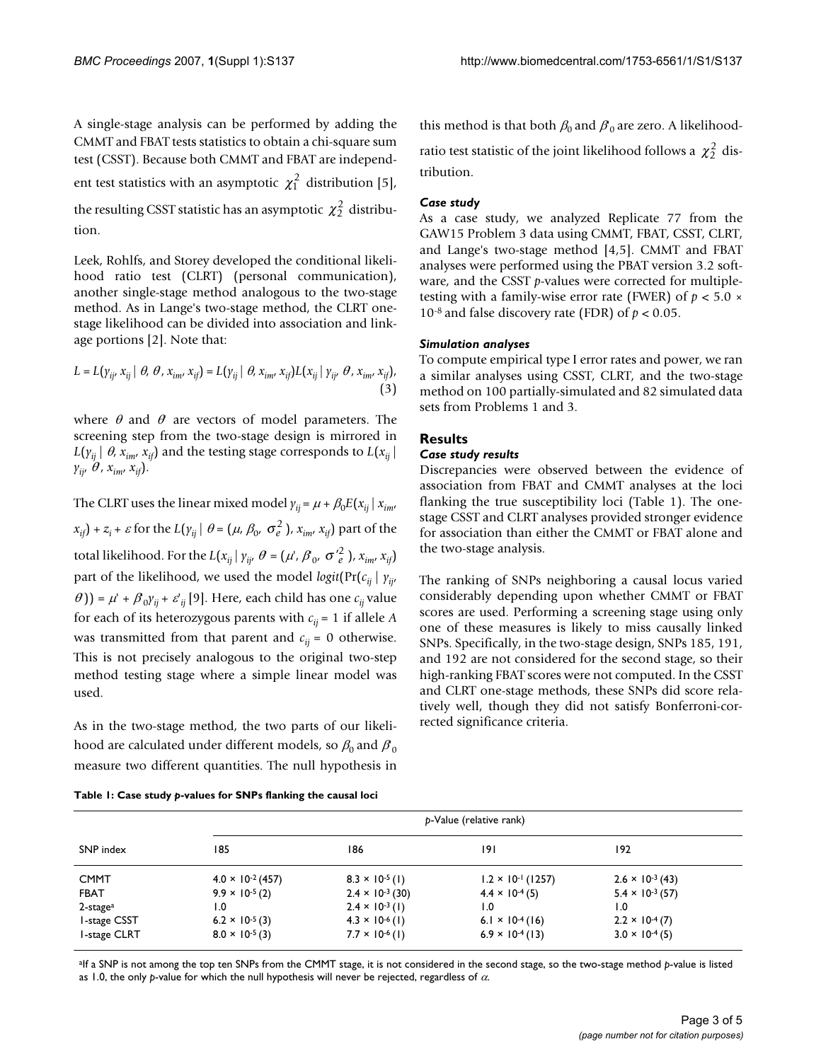A single-stage analysis can be performed by adding the CMMT and FBAT tests statistics to obtain a chi-square sum test (CSST). Because both CMMT and FBAT are independent test statistics with an asymptotic $\chi_1^2$ distribution [5], the resulting CSST statistic has an asymptotic $\chi_2^2$ distribution.

Leek, Rohlfs, and Storey developed the conditional likelihood ratio test (CLRT) (personal communication), another single-stage method analogous to the two-stage method. As in Lange's two-stage method, the CLRT one-stage likelihood can be divided into association and linkage portions [2]. Note that:

$$L = L(y_{ij}, x_{ij} \mid \theta, \theta, x_{im}, x_{if}) = L(y_{ij} \mid \theta, x_{im}, x_{if})L(x_{ij} \mid y_{ij}, \theta, x_{im}, x_{if}), \quad (3)$$

where $\theta$ and $\theta$ are vectors of model parameters. The screening step from the two-stage design is mirrored in $L(y_{ij} \mid \theta, x_{im}, x_{if})$ and the testing stage corresponds to $L(x_{ij} \mid y_{ij}, \theta, x_{im}, x_{if})$.

The CLRT uses the linear mixed model $y_{ij} = \mu + \beta_0 E(x_{ij} \mid x_{im}, x_{if}) + z_i + \varepsilon$ for the $L(y_{ij} \mid \theta = (\mu, \beta_0, \sigma_e^2), x_{im}, x_{if})$ part of the total likelihood. For the $L(x_{ij} \mid y_{ij}, \theta = (\mu', \beta'_0, \sigma'^2_e), x_{im}, x_{if})$ part of the likelihood, we used the model $logit(\Pr(c_{ij} \mid y_{ij}, \theta)) = \mu' + \beta'_0 y_{ij} + \varepsilon'_{ij}$ [9]. Here, each child has one $c_{ij}$ value for each of its heterozygous parents with $c_{ij} = 1$ if allele *A* was transmitted from that parent and $c_{ij} = 0$ otherwise. This is not precisely analogous to the original two-step method testing stage where a simple linear model was used.

As in the two-stage method, the two parts of our likelihood are calculated under different models, so $\beta_0$ and $\beta'_0$ measure two different quantities. The null hypothesis in this method is that both $\beta_0$ and $\beta'_0$ are zero. A likelihood-ratio test statistic of the joint likelihood follows a $\chi_2^2$ distribution.

### *Case study*

As a case study, we analyzed Replicate 77 from the GAW15 Problem 3 data using CMMT, FBAT, CSST, CLRT, and Lange's two-stage method [4,5]. CMMT and FBAT analyses were performed using the PBAT version 3.2 software, and the CSST *p*-values were corrected for multiple-testing with a family-wise error rate (FWER) of $p < 5.0 \times 10^{-8}$ and false discovery rate (FDR) of $p < 0.05$.

### *Simulation analyses*

To compute empirical type I error rates and power, we ran a similar analyses using CSST, CLRT, and the two-stage method on 100 partially-simulated and 82 simulated data sets from Problems 1 and 3.

## Results

### *Case study results*

Discrepancies were observed between the evidence of association from FBAT and CMMT analyses at the loci flanking the true susceptibility loci (Table 1). The one-stage CSST and CLRT analyses provided stronger evidence for association than either the CMMT or FBAT alone and the two-stage analysis.

The ranking of SNPs neighboring a causal locus varied considerably depending upon whether CMMT or FBAT scores are used. Performing a screening stage using only one of these measures is likely to miss causally linked SNPs. Specifically, in the two-stage design, SNPs 185, 191, and 192 are not considered for the second stage, so their high-ranking FBAT scores were not computed. In the CSST and CLRT one-stage methods, these SNPs did score relatively well, though they did not satisfy Bonferroni-corrected significance criteria.

**Table 1: Case study *p*-values for SNPs flanking the causal loci**

| | *p*-Value (relative rank) | | | |
|---|---|---|---|---|
| SNP index | 185 | 186 | 191 | 192 |
| CMMT | $4.0 \times 10^{-2}$ (457) | $8.3 \times 10^{-5}$ (1) | $1.2 \times 10^{-1}$ (1257) | $2.6 \times 10^{-3}$ (43) |
| FBAT | $9.9 \times 10^{-5}$ (2) | $2.4 \times 10^{-3}$ (30) | $4.4 \times 10^{-4}$ (5) | $5.4 \times 10^{-3}$ (57) |
| 2-stage[a] | 1.0 | $2.4 \times 10^{-3}$ (1) | 1.0 | 1.0 |
| 1-stage CSST | $6.2 \times 10^{-5}$ (3) | $4.3 \times 10^{-6}$ (1) | $6.1 \times 10^{-4}$ (16) | $2.2 \times 10^{-4}$ (7) |
| 1-stage CLRT | $8.0 \times 10^{-5}$ (3) | $7.7 \times 10^{-6}$ (1) | $6.9 \times 10^{-4}$ (13) | $3.0 \times 10^{-4}$ (5) |

[a]If a SNP is not among the top ten SNPs from the CMMT stage, it is not considered in the second stage, so the two-stage method *p*-value is listed as 1.0, the only *p*-value for which the null hypothesis will never be rejected, regardless of $\alpha$.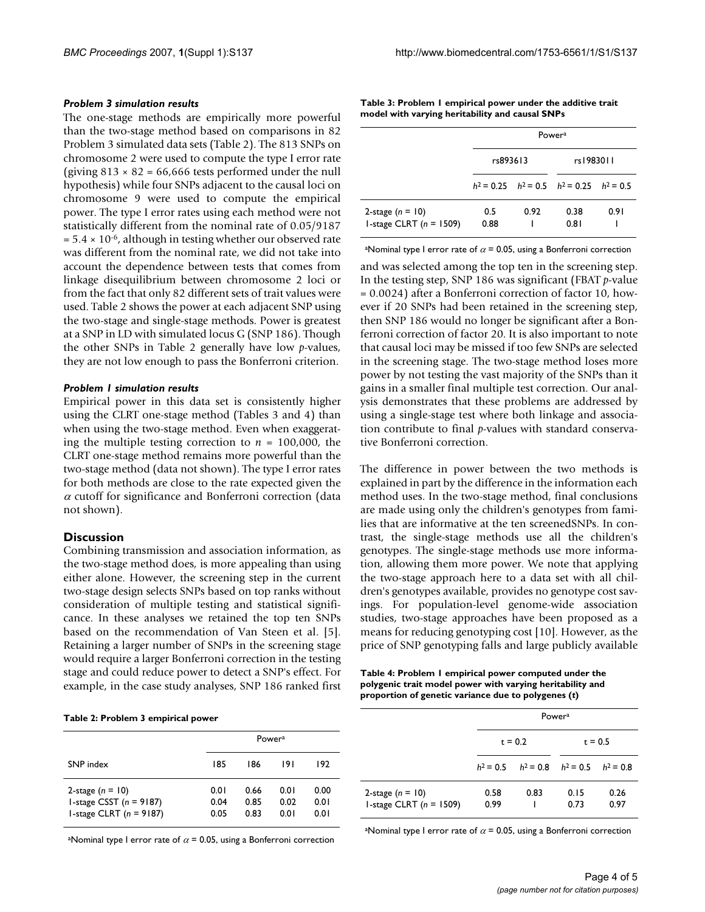#### *Problem 3 simulation results*

The one-stage methods are empirically more powerful than the two-stage method based on comparisons in 82 Problem 3 simulated data sets (Table 2). The 813 SNPs on chromosome 2 were used to compute the type I error rate (giving $813 \times 82 = 66{,}666$ tests performed under the null hypothesis) while four SNPs adjacent to the causal loci on chromosome 9 were used to compute the empirical power. The type I error rates using each method were not statistically different from the nominal rate of $0.05/9187 = 5.4 \times 10^{-6}$, although in testing whether our observed rate was different from the nominal rate, we did not take into account the dependence between tests that comes from linkage disequilibrium between chromosome 2 loci or from the fact that only 82 different sets of trait values were used. Table 2 shows the power at each adjacent SNP using the two-stage and single-stage methods. Power is greatest at a SNP in LD with simulated locus G (SNP 186). Though the other SNPs in Table 2 generally have low *p*-values, they are not low enough to pass the Bonferroni criterion.

#### *Problem 1 simulation results*

Empirical power in this data set is consistently higher using the CLRT one-stage method (Tables 3 and 4) than when using the two-stage method. Even when exaggerating the multiple testing correction to $n = 100{,}000$, the CLRT one-stage method remains more powerful than the two-stage method (data not shown). The type I error rates for both methods are close to the rate expected given the $\alpha$ cutoff for significance and Bonferroni correction (data not shown).

## Discussion

Combining transmission and association information, as the two-stage method does, is more appealing than using either alone. However, the screening step in the current two-stage design selects SNPs based on top ranks without consideration of multiple testing and statistical significance. In these analyses we retained the top ten SNPs based on the recommendation of Van Steen et al. [5]. Retaining a larger number of SNPs in the screening stage would require a larger Bonferroni correction in the testing stage and could reduce power to detect a SNP's effect. For example, in the case study analyses, SNP 186 ranked first and was selected among the top ten in the screening step. In the testing step, SNP 186 was significant (FBAT *p*-value = 0.0024) after a Bonferroni correction of factor 10, however if 20 SNPs had been retained in the screening step, then SNP 186 would no longer be significant after a Bonferroni correction of factor 20. It is also important to note that causal loci may be missed if too few SNPs are selected in the screening stage. The two-stage method loses more power by not testing the vast majority of the SNPs than it gains in a smaller final multiple test correction. Our analysis demonstrates that these problems are addressed by using a single-stage test where both linkage and association contribute to final *p*-values with standard conservative Bonferroni correction.

The difference in power between the two methods is explained in part by the difference in the information each method uses. In the two-stage method, final conclusions are made using only the children's genotypes from families that are informative at the ten screenedSNPs. In contrast, the single-stage methods use all the children's genotypes. The single-stage methods use more information, allowing them more power. We note that applying the two-stage approach here to a data set with all children's genotypes available, provides no genotype cost savings. For population-level genome-wide association studies, two-stage approaches have been proposed as a means for reducing genotyping cost [10]. However, as the price of SNP genotyping falls and large publicly available

**Table 2: Problem 3 empirical power**

| | Power[a] | | | |
|---|---|---|---|---|
| SNP index | 185 | 186 | 191 | 192 |
| 2-stage ($n$ = 10) | 0.01 | 0.66 | 0.01 | 0.00 |
| 1-stage CSST ($n$ = 9187) | 0.04 | 0.85 | 0.02 | 0.01 |
| 1-stage CLRT ($n$ = 9187) | 0.05 | 0.83 | 0.01 | 0.01 |

[a]Nominal type I error rate of $\alpha$ = 0.05, using a Bonferroni correction

**Table 3: Problem 1 empirical power under the additive trait model with varying heritability and causal SNPs**

| | Power[a] | | | |
|---|---|---|---|---|
| | rs893613 | | rs1983011 | |
| | $h^2 = 0.25$ | $h^2 = 0.5$ | $h^2 = 0.25$ | $h^2 = 0.5$ |
| 2-stage ($n$ = 10) | 0.5 | 0.92 | 0.38 | 0.91 |
| 1-stage CLRT ($n$ = 1509) | 0.88 | 1 | 0.81 | 1 |

[a]Nominal type I error rate of $\alpha$ = 0.05, using a Bonferroni correction

**Table 4: Problem 1 empirical power computed under the polygenic trait model power with varying heritability and proportion of genetic variance due to polygenes (*t*)**

| | Power[a] | | | |
|---|---|---|---|---|
| | t = 0.2 | | t = 0.5 | |
| | $h^2 = 0.5$ | $h^2 = 0.8$ | $h^2 = 0.5$ | $h^2 = 0.8$ |
| 2-stage ($n$ = 10) | 0.58 | 0.83 | 0.15 | 0.26 |
| 1-stage CLRT ($n$ = 1509) | 0.99 | 1 | 0.73 | 0.97 |

[a]Nominal type I error rate of $\alpha$ = 0.05, using a Bonferroni correction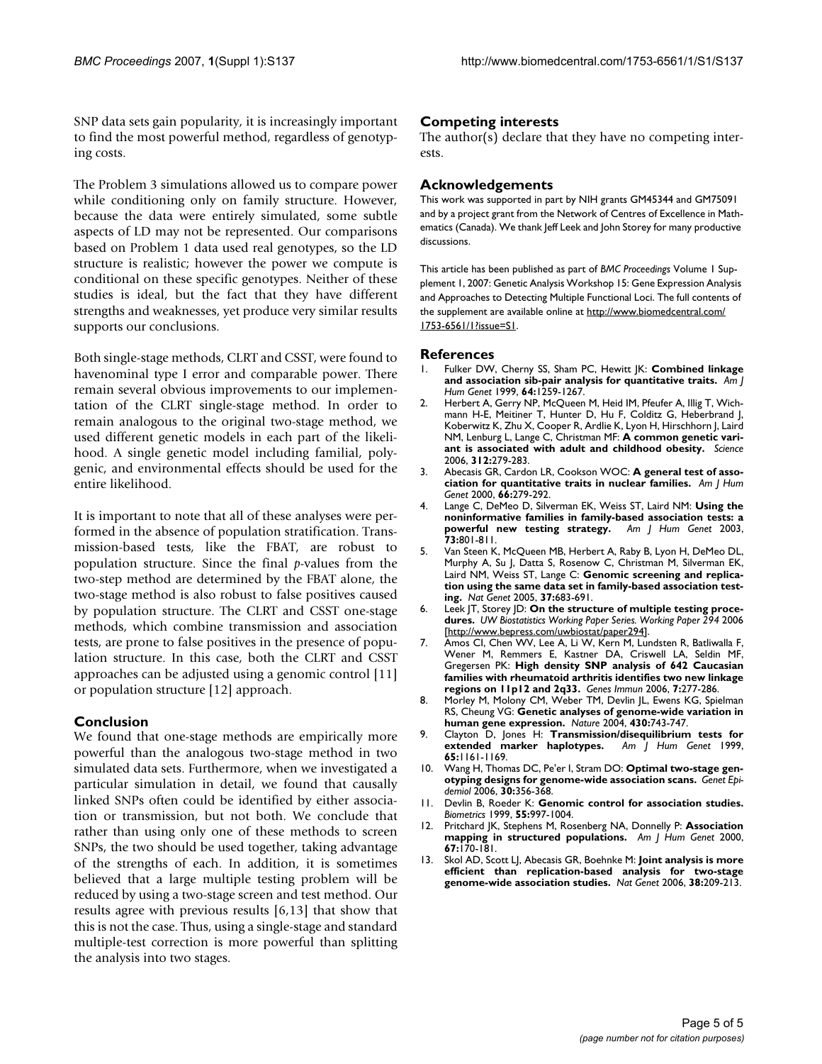SNP data sets gain popularity, it is increasingly important to find the most powerful method, regardless of genotyping costs.

The Problem 3 simulations allowed us to compare power while conditioning only on family structure. However, because the data were entirely simulated, some subtle aspects of LD may not be represented. Our comparisons based on Problem 1 data used real genotypes, so the LD structure is realistic; however the power we compute is conditional on these specific genotypes. Neither of these studies is ideal, but the fact that they have different strengths and weaknesses, yet produce very similar results supports our conclusions.

Both single-stage methods, CLRT and CSST, were found to havenominal type I error and comparable power. There remain several obvious improvements to our implementation of the CLRT single-stage method. In order to remain analogous to the original two-stage method, we used different genetic models in each part of the likelihood. A single genetic model including familial, polygenic, and environmental effects should be used for the entire likelihood.

It is important to note that all of these analyses were performed in the absence of population stratification. Transmission-based tests, like the FBAT, are robust to population structure. Since the final *p*-values from the two-step method are determined by the FBAT alone, the two-stage method is also robust to false positives caused by population structure. The CLRT and CSST one-stage methods, which combine transmission and association tests, are prone to false positives in the presence of population structure. In this case, both the CLRT and CSST approaches can be adjusted using a genomic control [11] or population structure [12] approach.

## Conclusion

We found that one-stage methods are empirically more powerful than the analogous two-stage method in two simulated data sets. Furthermore, when we investigated a particular simulation in detail, we found that causally linked SNPs often could be identified by either association or transmission, but not both. We conclude that rather than using only one of these methods to screen SNPs, the two should be used together, taking advantage of the strengths of each. In addition, it is sometimes believed that a large multiple testing problem will be reduced by using a two-stage screen and test method. Our results agree with previous results [6,13] that show that this is not the case. Thus, using a single-stage and standard multiple-test correction is more powerful than splitting the analysis into two stages.

## Competing interests

The author(s) declare that they have no competing interests.

## Acknowledgements

This work was supported in part by NIH grants GM45344 and GM75091 and by a project grant from the Network of Centres of Excellence in Mathematics (Canada). We thank Jeff Leek and John Storey for many productive discussions.

This article has been published as part of *BMC Proceedings* Volume 1 Supplement 1, 2007: Genetic Analysis Workshop 15: Gene Expression Analysis and Approaches to Detecting Multiple Functional Loci. The full contents of the supplement are available online at http://www.biomedcentral.com/1753-6561/1?issue=S1.

## References

1. Fulker DW, Cherny SS, Sham PC, Hewitt JK: **Combined linkage and association sib-pair analysis for quantitative traits.** *Am J Hum Genet* 1999, **64:**1259-1267.
2. Herbert A, Gerry NP, McQueen M, Heid IM, Pfeufer A, Illig T, Wichmann H-E, Meitiner T, Hunter D, Hu F, Colditz G, Heberbrand J, Koberwitz K, Zhu X, Cooper R, Ardlie K, Lyon H, Hirschhorn J, Laird NM, Lenburg L, Lange C, Christman MF: **A common genetic variant is associated with adult and childhood obesity.** *Science* 2006, **312:**279-283.
3. Abecasis GR, Cardon LR, Cookson WOC: **A general test of association for quantitative traits in nuclear families.** *Am J Hum Genet* 2000, **66:**279-292.
4. Lange C, DeMeo D, Silverman EK, Weiss ST, Laird NM: **Using the noninformative families in family-based association tests: a powerful new testing strategy.** *Am J Hum Genet* 2003, **73:**801-811.
5. Van Steen K, McQueen MB, Herbert A, Raby B, Lyon H, DeMeo DL, Murphy A, Su J, Datta S, Rosenow C, Christman M, Silverman EK, Laird NM, Weiss ST, Lange C: **Genomic screening and replication using the same data set in family-based association testing.** *Nat Genet* 2005, **37:**683-691.
6. Leek JT, Storey JD: **On the structure of multiple testing procedures.** *UW Biostatistics Working Paper Series. Working Paper 294* 2006 [http://www.bepress.com/uwbiostat/paper294].
7. Amos CI, Chen WV, Lee A, Li W, Kern M, Lundsten R, Batliwalla F, Wener M, Remmers E, Kastner DA, Criswell LA, Seldin MF, Gregersen PK: **High density SNP analysis of 642 Caucasian families with rheumatoid arthritis identifies two new linkage regions on 11p12 and 2q33.** *Genes Immun* 2006, **7:**277-286.
8. Morley M, Molony CM, Weber TM, Devlin JL, Ewens KG, Spielman RS, Cheung VG: **Genetic analyses of genome-wide variation in human gene expression.** *Nature* 2004, **430:**743-747.
9. Clayton D, Jones H: **Transmission/disequilibrium tests for extended marker haplotypes.** *Am J Hum Genet* 1999, **65:**1161-1169.
10. Wang H, Thomas DC, Pe'er I, Stram DO: **Optimal two-stage genotyping designs for genome-wide association scans.** *Genet Epidemiol* 2006, **30:**356-368.
11. Devlin B, Roeder K: **Genomic control for association studies.** *Biometrics* 1999, **55:**997-1004.
12. Pritchard JK, Stephens M, Rosenberg NA, Donnelly P: **Association mapping in structured populations.** *Am J Hum Genet* 2000, **67:**170-181.
13. Skol AD, Scott LJ, Abecasis GR, Boehnke M: **Joint analysis is more efficient than replication-based analysis for two-stage genome-wide association studies.** *Nat Genet* 2006, **38:**209-213.